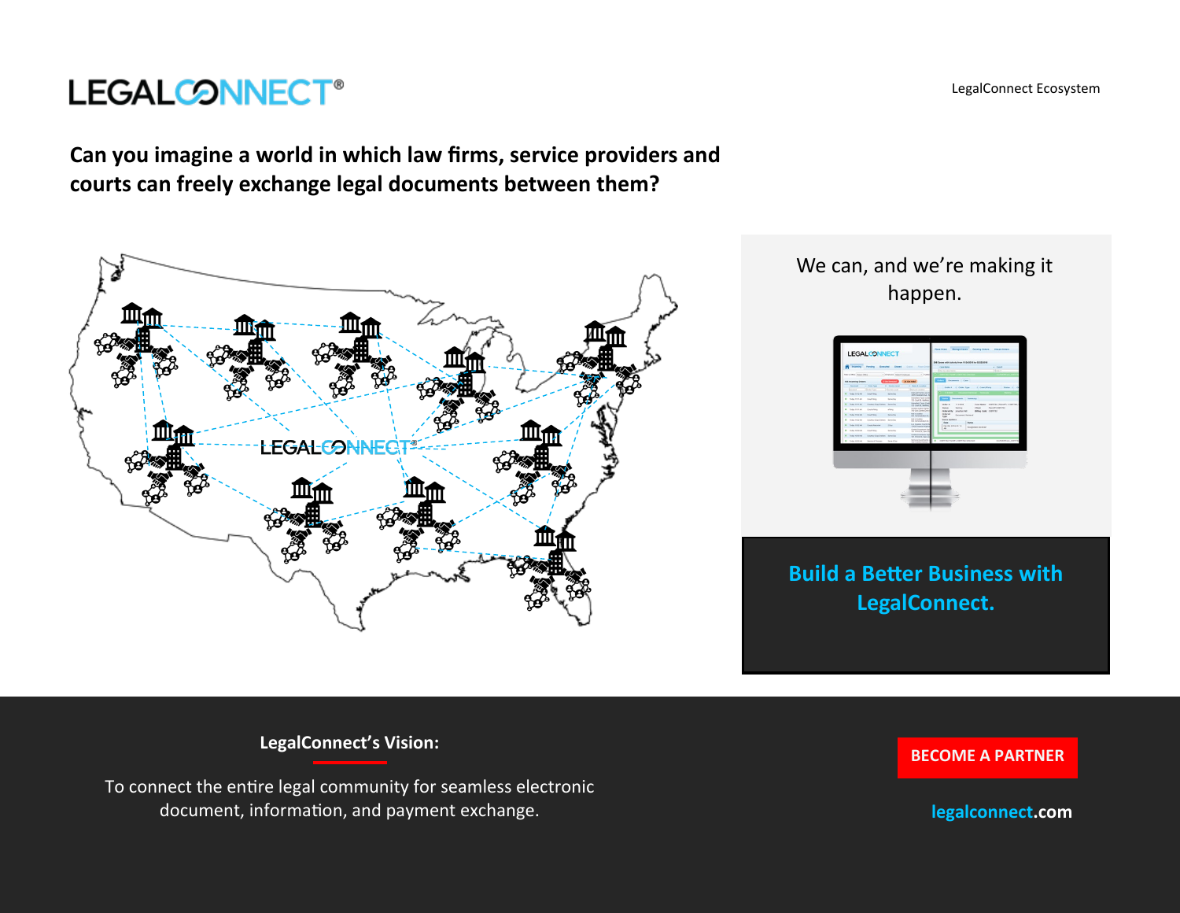# LEGALCONNECT®

LegalConnect Ecosystem

## Can you imagine a world in which law firms, service providers and courts can freely exchange legal documents between them?

We can, and we're making it happen.

**Build a Better Business with LegalConnect.**

**LegalConnect's Vision:**

To connect the entire legal community for seamless electronic document, information, and payment exchange.

**BECOME A PARTNER**

**legalconnect.com**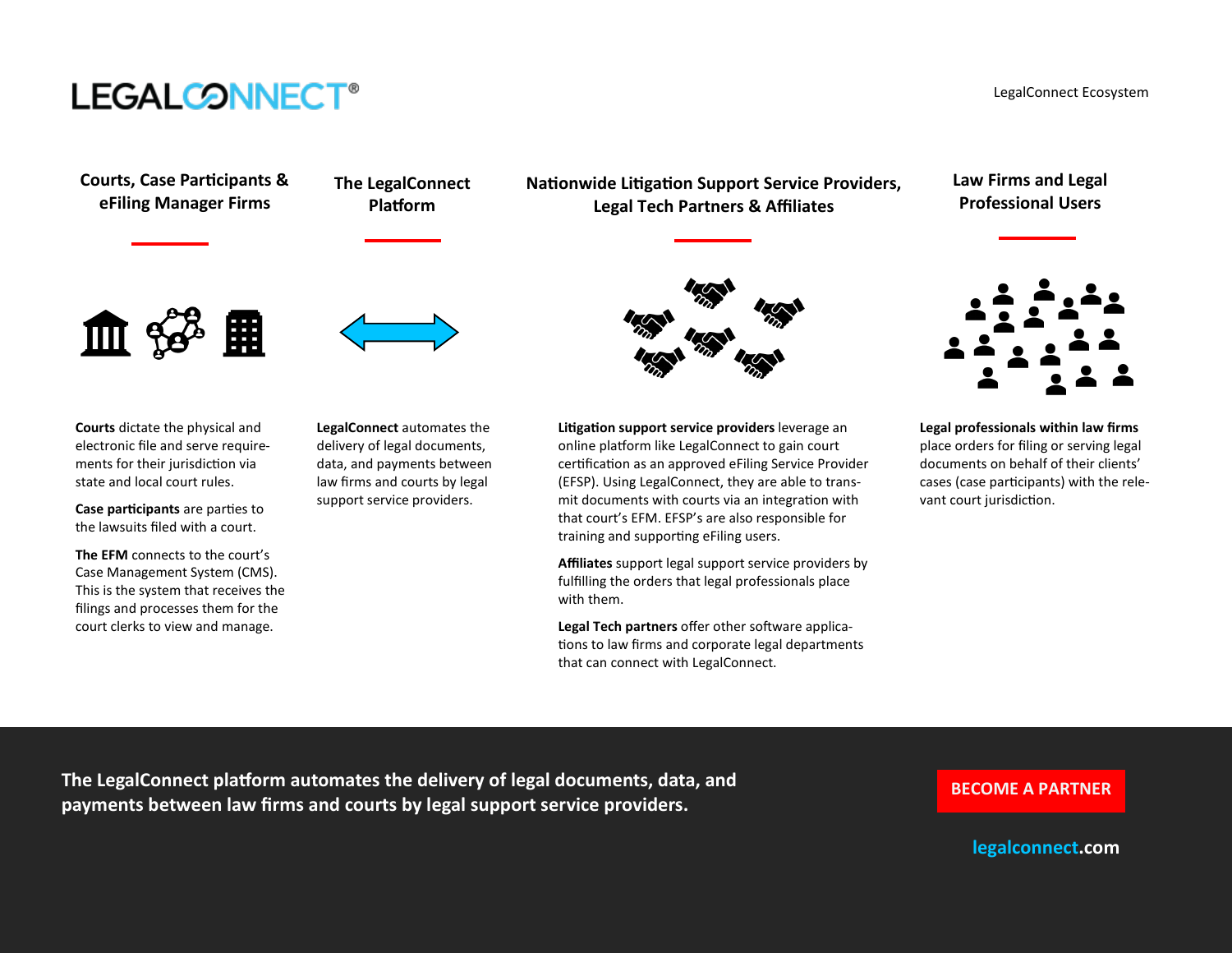LEGALCONNECT®

LegalConnect Ecosystem

## Courts, Case Participants & eFiling Manager Firms

**Courts** dictate the physical and electronic file and serve requirements for their jurisdiction via state and local court rules.

**Case participants** are parties to the lawsuits filed with a court.

**The EFM** connects to the court's Case Management System (CMS). This is the system that receives the filings and processes them for the court clerks to view and manage.

## The LegalConnect Platform

**LegalConnect** automates the delivery of legal documents, data, and payments between law firms and courts by legal support service providers.

## Nationwide Litigation Support Service Providers, Legal Tech Partners & Affiliates

**Litigation support service providers** leverage an online platform like LegalConnect to gain court certification as an approved eFiling Service Provider (EFSP). Using LegalConnect, they are able to transmit documents with courts via an integration with that court's EFM. EFSP's are also responsible for training and supporting eFiling users.

**Affiliates** support legal support service providers by fulfilling the orders that legal professionals place with them.

**Legal Tech partners** offer other software applications to law firms and corporate legal departments that can connect with LegalConnect.

## Law Firms and Legal Professional Users

**Legal professionals within law firms** place orders for filing or serving legal documents on behalf of their clients' cases (case participants) with the relevant court jurisdiction.

**The LegalConnect platform automates the delivery of legal documents, data, and payments between law firms and courts by legal support service providers.**

**BECOME A PARTNER**

**legalconnect.com**